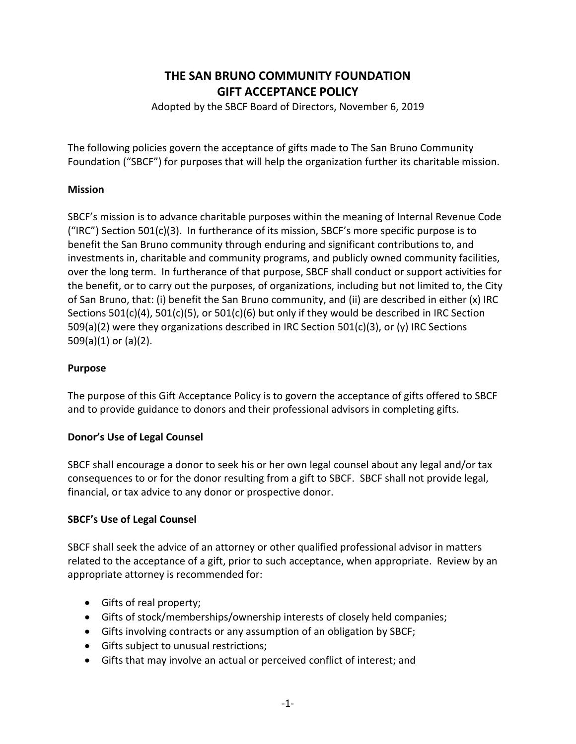# THE SAN BRUNO COMMUNITY FOUNDATION GIFT ACCEPTANCE POLICY

Adopted by the SBCF Board of Directors, November 6, 2019

The following policies govern the acceptance of gifts made to The San Bruno Community Foundation ("SBCF") for purposes that will help the organization further its charitable mission.

**Mission**

SBCF's mission is to advance charitable purposes within the meaning of Internal Revenue Code ("IRC") Section 501(c)(3). In furtherance of its mission, SBCF's more specific purpose is to benefit the San Bruno community through enduring and significant contributions to, and investments in, charitable and community programs, and publicly owned community facilities, over the long term. In furtherance of that purpose, SBCF shall conduct or support activities for the benefit, or to carry out the purposes, of organizations, including but not limited to, the City of San Bruno, that: (i) benefit the San Bruno community, and (ii) are described in either (x) IRC Sections 501(c)(4), 501(c)(5), or 501(c)(6) but only if they would be described in IRC Section 509(a)(2) were they organizations described in IRC Section 501(c)(3), or (y) IRC Sections 509(a)(1) or (a)(2).

**Purpose**

The purpose of this Gift Acceptance Policy is to govern the acceptance of gifts offered to SBCF and to provide guidance to donors and their professional advisors in completing gifts.

**Donor's Use of Legal Counsel**

SBCF shall encourage a donor to seek his or her own legal counsel about any legal and/or tax consequences to or for the donor resulting from a gift to SBCF. SBCF shall not provide legal, financial, or tax advice to any donor or prospective donor.

**SBCF's Use of Legal Counsel**

SBCF shall seek the advice of an attorney or other qualified professional advisor in matters related to the acceptance of a gift, prior to such acceptance, when appropriate. Review by an appropriate attorney is recommended for:

- Gifts of real property;
- Gifts of stock/memberships/ownership interests of closely held companies;
- Gifts involving contracts or any assumption of an obligation by SBCF;
- Gifts subject to unusual restrictions;
- Gifts that may involve an actual or perceived conflict of interest; and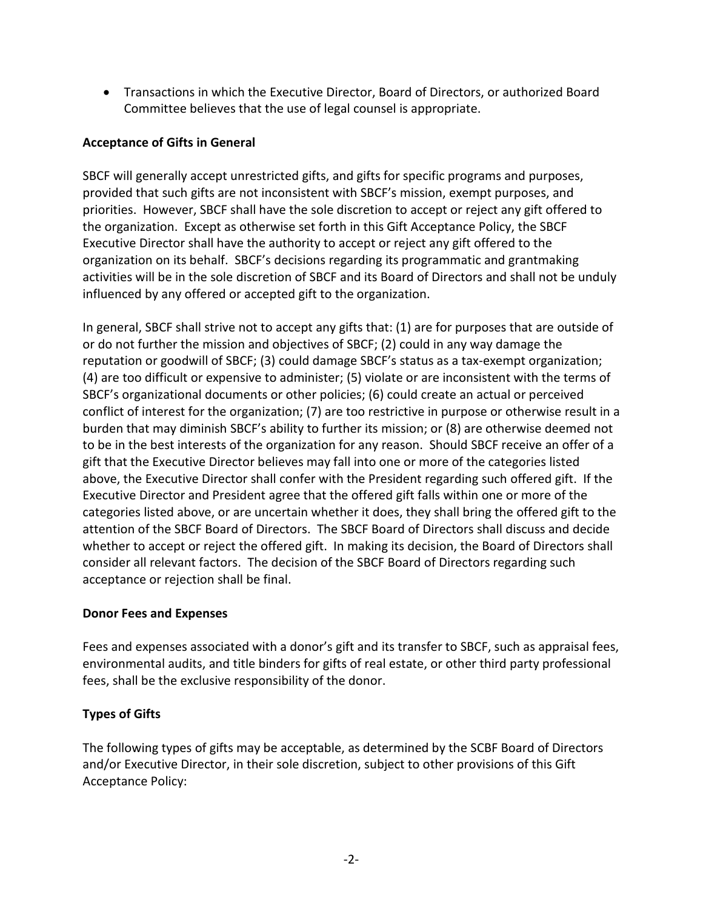- Transactions in which the Executive Director, Board of Directors, or authorized Board Committee believes that the use of legal counsel is appropriate.

**Acceptance of Gifts in General**

SBCF will generally accept unrestricted gifts, and gifts for specific programs and purposes, provided that such gifts are not inconsistent with SBCF's mission, exempt purposes, and priorities. However, SBCF shall have the sole discretion to accept or reject any gift offered to the organization. Except as otherwise set forth in this Gift Acceptance Policy, the SBCF Executive Director shall have the authority to accept or reject any gift offered to the organization on its behalf. SBCF's decisions regarding its programmatic and grantmaking activities will be in the sole discretion of SBCF and its Board of Directors and shall not be unduly influenced by any offered or accepted gift to the organization.

In general, SBCF shall strive not to accept any gifts that: (1) are for purposes that are outside of or do not further the mission and objectives of SBCF; (2) could in any way damage the reputation or goodwill of SBCF; (3) could damage SBCF's status as a tax-exempt organization; (4) are too difficult or expensive to administer; (5) violate or are inconsistent with the terms of SBCF's organizational documents or other policies; (6) could create an actual or perceived conflict of interest for the organization; (7) are too restrictive in purpose or otherwise result in a burden that may diminish SBCF's ability to further its mission; or (8) are otherwise deemed not to be in the best interests of the organization for any reason. Should SBCF receive an offer of a gift that the Executive Director believes may fall into one or more of the categories listed above, the Executive Director shall confer with the President regarding such offered gift. If the Executive Director and President agree that the offered gift falls within one or more of the categories listed above, or are uncertain whether it does, they shall bring the offered gift to the attention of the SBCF Board of Directors. The SBCF Board of Directors shall discuss and decide whether to accept or reject the offered gift. In making its decision, the Board of Directors shall consider all relevant factors. The decision of the SBCF Board of Directors regarding such acceptance or rejection shall be final.

**Donor Fees and Expenses**

Fees and expenses associated with a donor's gift and its transfer to SBCF, such as appraisal fees, environmental audits, and title binders for gifts of real estate, or other third party professional fees, shall be the exclusive responsibility of the donor.

**Types of Gifts**

The following types of gifts may be acceptable, as determined by the SCBF Board of Directors and/or Executive Director, in their sole discretion, subject to other provisions of this Gift Acceptance Policy: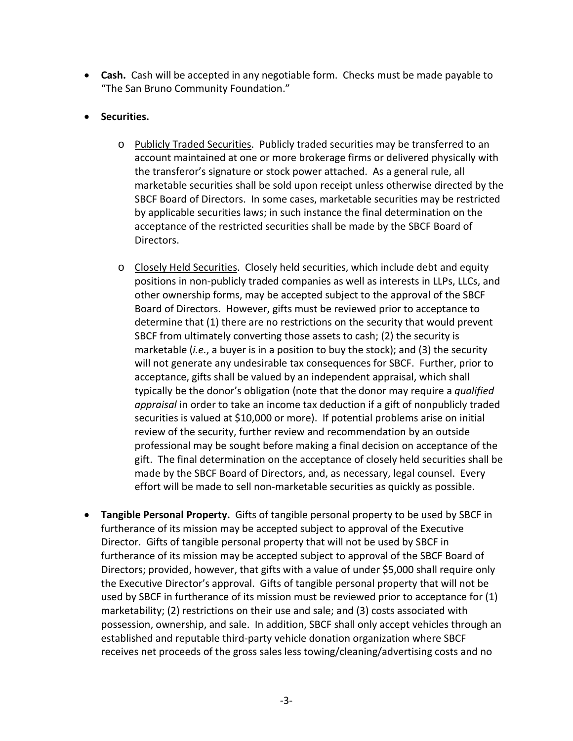- **Cash.** Cash will be accepted in any negotiable form. Checks must be made payable to "The San Bruno Community Foundation."

- **Securities.**

  - Publicly Traded Securities. Publicly traded securities may be transferred to an account maintained at one or more brokerage firms or delivered physically with the transferor's signature or stock power attached. As a general rule, all marketable securities shall be sold upon receipt unless otherwise directed by the SBCF Board of Directors. In some cases, marketable securities may be restricted by applicable securities laws; in such instance the final determination on the acceptance of the restricted securities shall be made by the SBCF Board of Directors.

  - Closely Held Securities. Closely held securities, which include debt and equity positions in non-publicly traded companies as well as interests in LLPs, LLCs, and other ownership forms, may be accepted subject to the approval of the SBCF Board of Directors. However, gifts must be reviewed prior to acceptance to determine that (1) there are no restrictions on the security that would prevent SBCF from ultimately converting those assets to cash; (2) the security is marketable (*i.e.*, a buyer is in a position to buy the stock); and (3) the security will not generate any undesirable tax consequences for SBCF. Further, prior to acceptance, gifts shall be valued by an independent appraisal, which shall typically be the donor's obligation (note that the donor may require a *qualified appraisal* in order to take an income tax deduction if a gift of nonpublicly traded securities is valued at $10,000 or more). If potential problems arise on initial review of the security, further review and recommendation by an outside professional may be sought before making a final decision on acceptance of the gift. The final determination on the acceptance of closely held securities shall be made by the SBCF Board of Directors, and, as necessary, legal counsel. Every effort will be made to sell non-marketable securities as quickly as possible.

- **Tangible Personal Property.** Gifts of tangible personal property to be used by SBCF in furtherance of its mission may be accepted subject to approval of the Executive Director. Gifts of tangible personal property that will not be used by SBCF in furtherance of its mission may be accepted subject to approval of the SBCF Board of Directors; provided, however, that gifts with a value of under $5,000 shall require only the Executive Director's approval. Gifts of tangible personal property that will not be used by SBCF in furtherance of its mission must be reviewed prior to acceptance for (1) marketability; (2) restrictions on their use and sale; and (3) costs associated with possession, ownership, and sale. In addition, SBCF shall only accept vehicles through an established and reputable third-party vehicle donation organization where SBCF receives net proceeds of the gross sales less towing/cleaning/advertising costs and no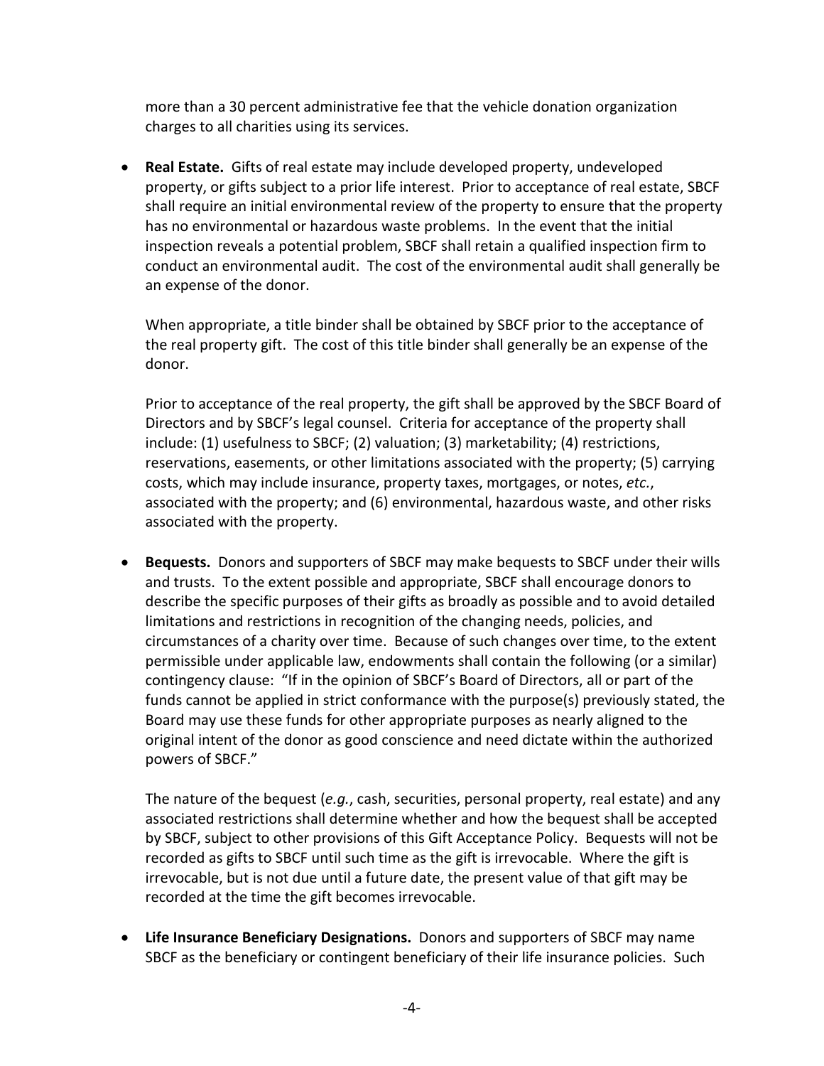more than a 30 percent administrative fee that the vehicle donation organization charges to all charities using its services.

- **Real Estate.** Gifts of real estate may include developed property, undeveloped property, or gifts subject to a prior life interest. Prior to acceptance of real estate, SBCF shall require an initial environmental review of the property to ensure that the property has no environmental or hazardous waste problems. In the event that the initial inspection reveals a potential problem, SBCF shall retain a qualified inspection firm to conduct an environmental audit. The cost of the environmental audit shall generally be an expense of the donor.

  When appropriate, a title binder shall be obtained by SBCF prior to the acceptance of the real property gift. The cost of this title binder shall generally be an expense of the donor.

  Prior to acceptance of the real property, the gift shall be approved by the SBCF Board of Directors and by SBCF's legal counsel. Criteria for acceptance of the property shall include: (1) usefulness to SBCF; (2) valuation; (3) marketability; (4) restrictions, reservations, easements, or other limitations associated with the property; (5) carrying costs, which may include insurance, property taxes, mortgages, or notes, *etc.*, associated with the property; and (6) environmental, hazardous waste, and other risks associated with the property.

- **Bequests.** Donors and supporters of SBCF may make bequests to SBCF under their wills and trusts. To the extent possible and appropriate, SBCF shall encourage donors to describe the specific purposes of their gifts as broadly as possible and to avoid detailed limitations and restrictions in recognition of the changing needs, policies, and circumstances of a charity over time. Because of such changes over time, to the extent permissible under applicable law, endowments shall contain the following (or a similar) contingency clause: "If in the opinion of SBCF's Board of Directors, all or part of the funds cannot be applied in strict conformance with the purpose(s) previously stated, the Board may use these funds for other appropriate purposes as nearly aligned to the original intent of the donor as good conscience and need dictate within the authorized powers of SBCF."

  The nature of the bequest (*e.g.*, cash, securities, personal property, real estate) and any associated restrictions shall determine whether and how the bequest shall be accepted by SBCF, subject to other provisions of this Gift Acceptance Policy. Bequests will not be recorded as gifts to SBCF until such time as the gift is irrevocable. Where the gift is irrevocable, but is not due until a future date, the present value of that gift may be recorded at the time the gift becomes irrevocable.

- **Life Insurance Beneficiary Designations.** Donors and supporters of SBCF may name SBCF as the beneficiary or contingent beneficiary of their life insurance policies. Such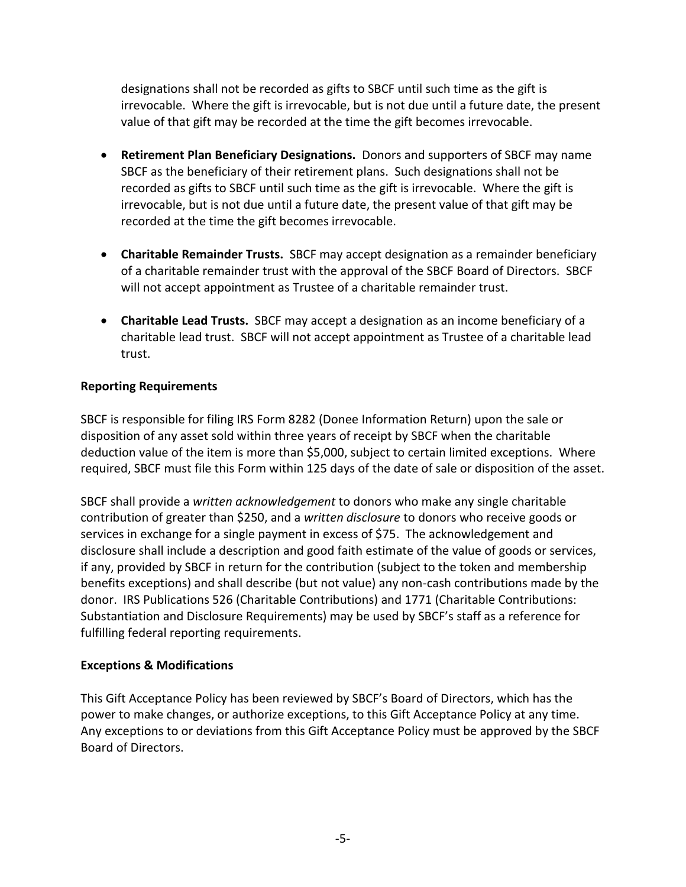designations shall not be recorded as gifts to SBCF until such time as the gift is irrevocable. Where the gift is irrevocable, but is not due until a future date, the present value of that gift may be recorded at the time the gift becomes irrevocable.

- **Retirement Plan Beneficiary Designations.** Donors and supporters of SBCF may name SBCF as the beneficiary of their retirement plans. Such designations shall not be recorded as gifts to SBCF until such time as the gift is irrevocable. Where the gift is irrevocable, but is not due until a future date, the present value of that gift may be recorded at the time the gift becomes irrevocable.

- **Charitable Remainder Trusts.** SBCF may accept designation as a remainder beneficiary of a charitable remainder trust with the approval of the SBCF Board of Directors. SBCF will not accept appointment as Trustee of a charitable remainder trust.

- **Charitable Lead Trusts.** SBCF may accept a designation as an income beneficiary of a charitable lead trust. SBCF will not accept appointment as Trustee of a charitable lead trust.

**Reporting Requirements**

SBCF is responsible for filing IRS Form 8282 (Donee Information Return) upon the sale or disposition of any asset sold within three years of receipt by SBCF when the charitable deduction value of the item is more than $5,000, subject to certain limited exceptions. Where required, SBCF must file this Form within 125 days of the date of sale or disposition of the asset.

SBCF shall provide a *written acknowledgement* to donors who make any single charitable contribution of greater than $250, and a *written disclosure* to donors who receive goods or services in exchange for a single payment in excess of $75. The acknowledgement and disclosure shall include a description and good faith estimate of the value of goods or services, if any, provided by SBCF in return for the contribution (subject to the token and membership benefits exceptions) and shall describe (but not value) any non-cash contributions made by the donor. IRS Publications 526 (Charitable Contributions) and 1771 (Charitable Contributions: Substantiation and Disclosure Requirements) may be used by SBCF's staff as a reference for fulfilling federal reporting requirements.

**Exceptions & Modifications**

This Gift Acceptance Policy has been reviewed by SBCF's Board of Directors, which has the power to make changes, or authorize exceptions, to this Gift Acceptance Policy at any time. Any exceptions to or deviations from this Gift Acceptance Policy must be approved by the SBCF Board of Directors.